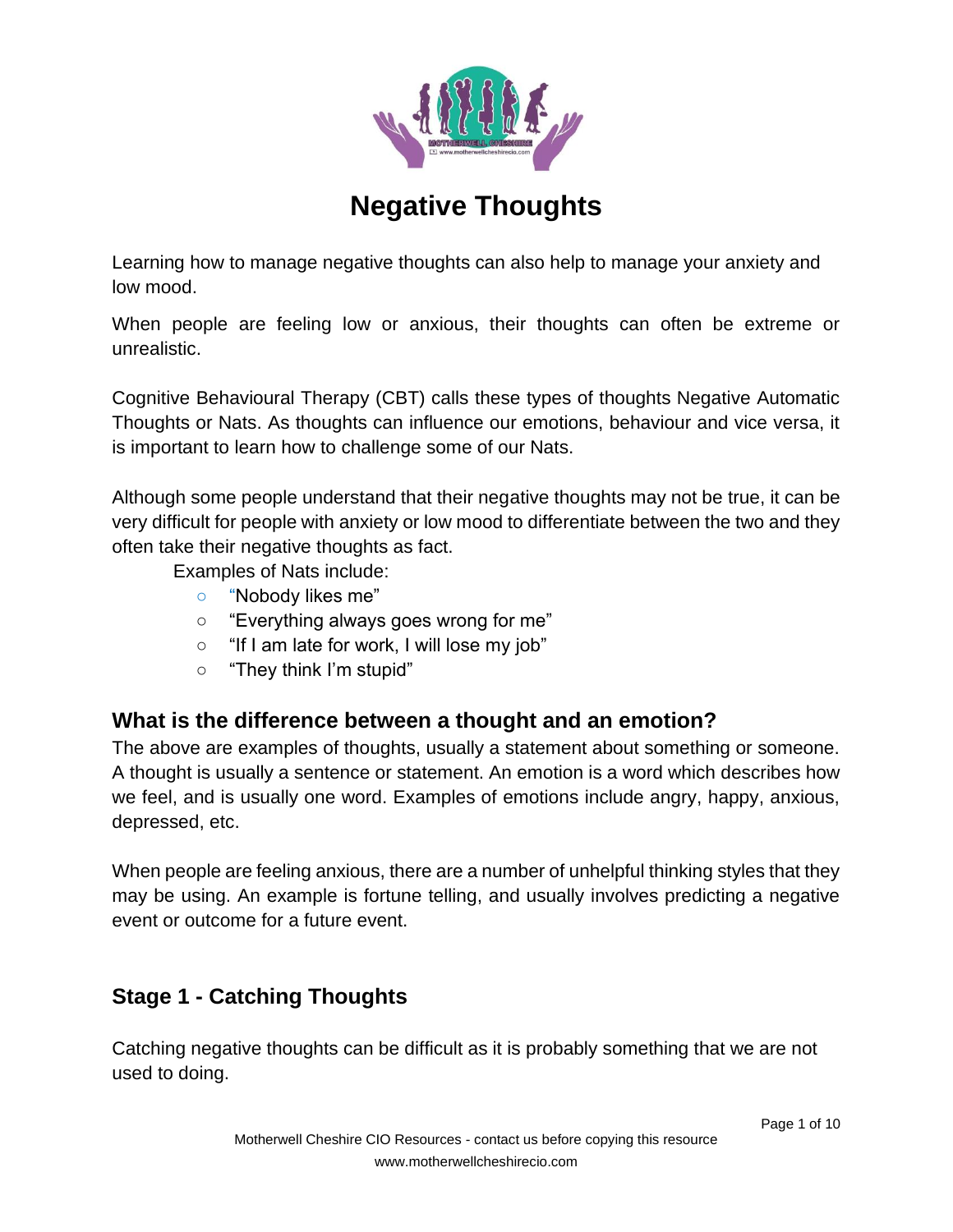# Negative Thoughts

Learning how to manage negative thoughts can also help to manage your anxiety and low mood.

When people are feeling low or anxious, their thoughts can often be extreme or unrealistic.

Cognitive Behavioural Therapy (CBT) calls these types of thoughts Negative Automatic Thoughts or Nats. As thoughts can influence our emotions, behaviour and vice versa, it is important to learn how to challenge some of our Nats.

Although some people understand that their negative thoughts may not be true, it can be very difficult for people with anxiety or low mood to differentiate between the two and they often take their negative thoughts as fact.

Examples of Nats include:

- "Nobody likes me"
- "Everything always goes wrong for me"
- "If I am late for work, I will lose my job"
- "They think I'm stupid"

## What is the difference between a thought and an emotion?

The above are examples of thoughts, usually a statement about something or someone. A thought is usually a sentence or statement. An emotion is a word which describes how we feel, and is usually one word. Examples of emotions include angry, happy, anxious, depressed, etc.

When people are feeling anxious, there are a number of unhelpful thinking styles that they may be using. An example is fortune telling, and usually involves predicting a negative event or outcome for a future event.

## Stage 1 - Catching Thoughts

Catching negative thoughts can be difficult as it is probably something that we are not used to doing.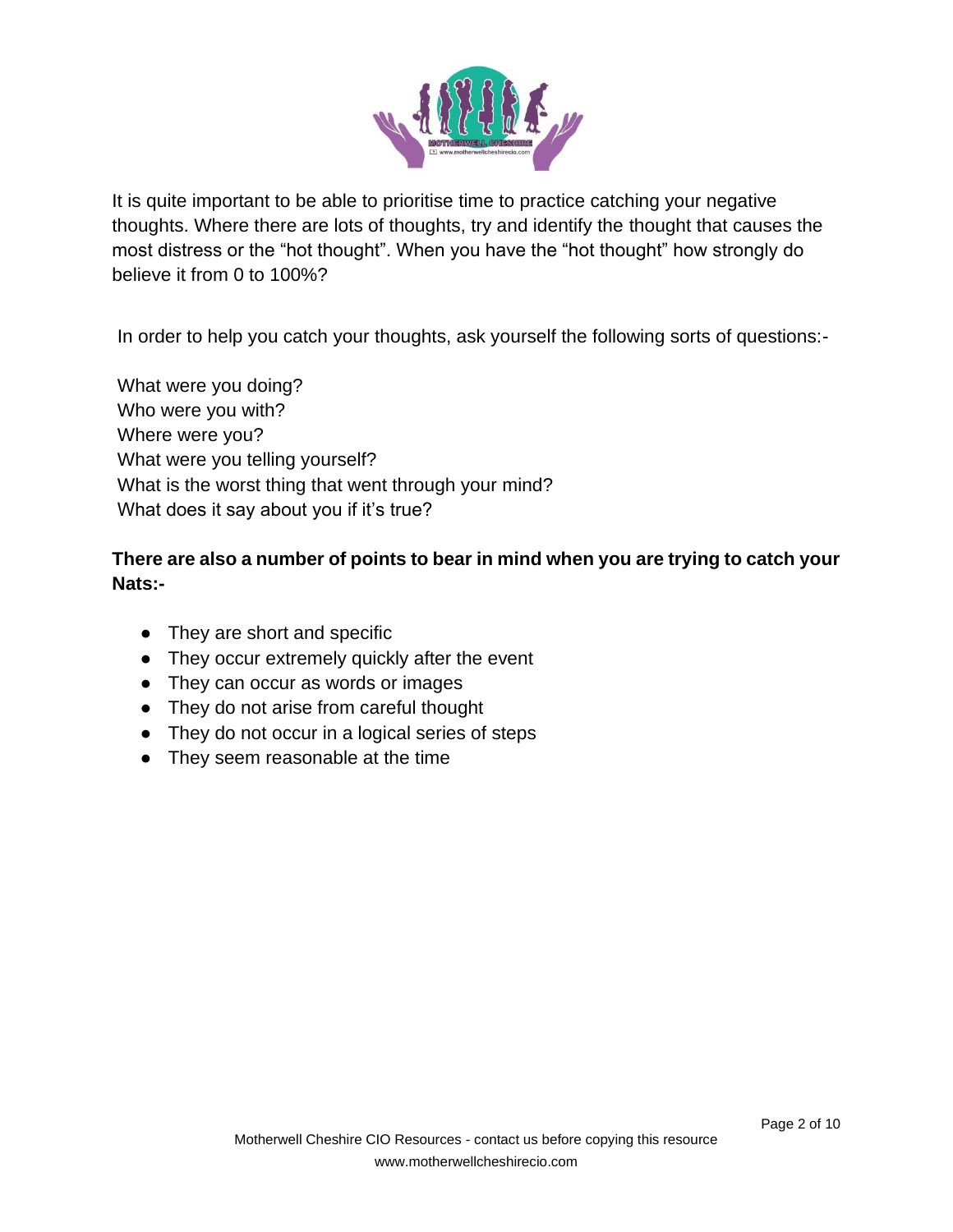It is quite important to be able to prioritise time to practice catching your negative thoughts. Where there are lots of thoughts, try and identify the thought that causes the most distress or the "hot thought". When you have the "hot thought" how strongly do believe it from 0 to 100%?

In order to help you catch your thoughts, ask yourself the following sorts of questions:-

What were you doing?
Who were you with?
Where were you?
What were you telling yourself?
What is the worst thing that went through your mind?
What does it say about you if it's true?

**There are also a number of points to bear in mind when you are trying to catch your Nats:-**

- They are short and specific
- They occur extremely quickly after the event
- They can occur as words or images
- They do not arise from careful thought
- They do not occur in a logical series of steps
- They seem reasonable at the time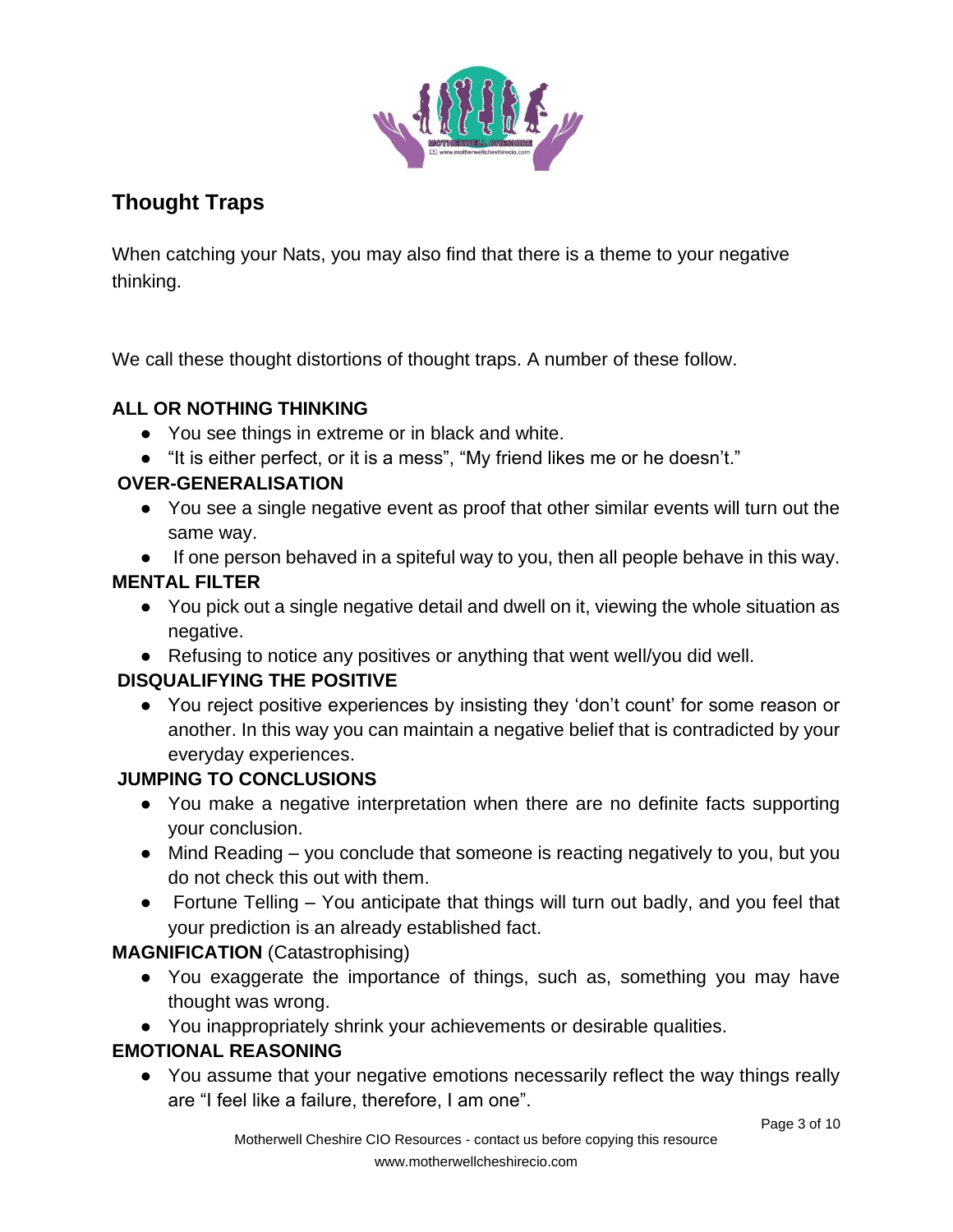## Thought Traps

When catching your Nats, you may also find that there is a theme to your negative thinking.

We call these thought distortions of thought traps. A number of these follow.

**ALL OR NOTHING THINKING**

- You see things in extreme or in black and white.
- "It is either perfect, or it is a mess", "My friend likes me or he doesn't."

**OVER-GENERALISATION**

- You see a single negative event as proof that other similar events will turn out the same way.
- If one person behaved in a spiteful way to you, then all people behave in this way.

**MENTAL FILTER**

- You pick out a single negative detail and dwell on it, viewing the whole situation as negative.
- Refusing to notice any positives or anything that went well/you did well.

**DISQUALIFYING THE POSITIVE**

- You reject positive experiences by insisting they 'don't count' for some reason or another. In this way you can maintain a negative belief that is contradicted by your everyday experiences.

**JUMPING TO CONCLUSIONS**

- You make a negative interpretation when there are no definite facts supporting your conclusion.
- Mind Reading – you conclude that someone is reacting negatively to you, but you do not check this out with them.
- Fortune Telling – You anticipate that things will turn out badly, and you feel that your prediction is an already established fact.

**MAGNIFICATION** (Catastrophising)

- You exaggerate the importance of things, such as, something you may have thought was wrong.
- You inappropriately shrink your achievements or desirable qualities.

**EMOTIONAL REASONING**

- You assume that your negative emotions necessarily reflect the way things really are "I feel like a failure, therefore, I am one".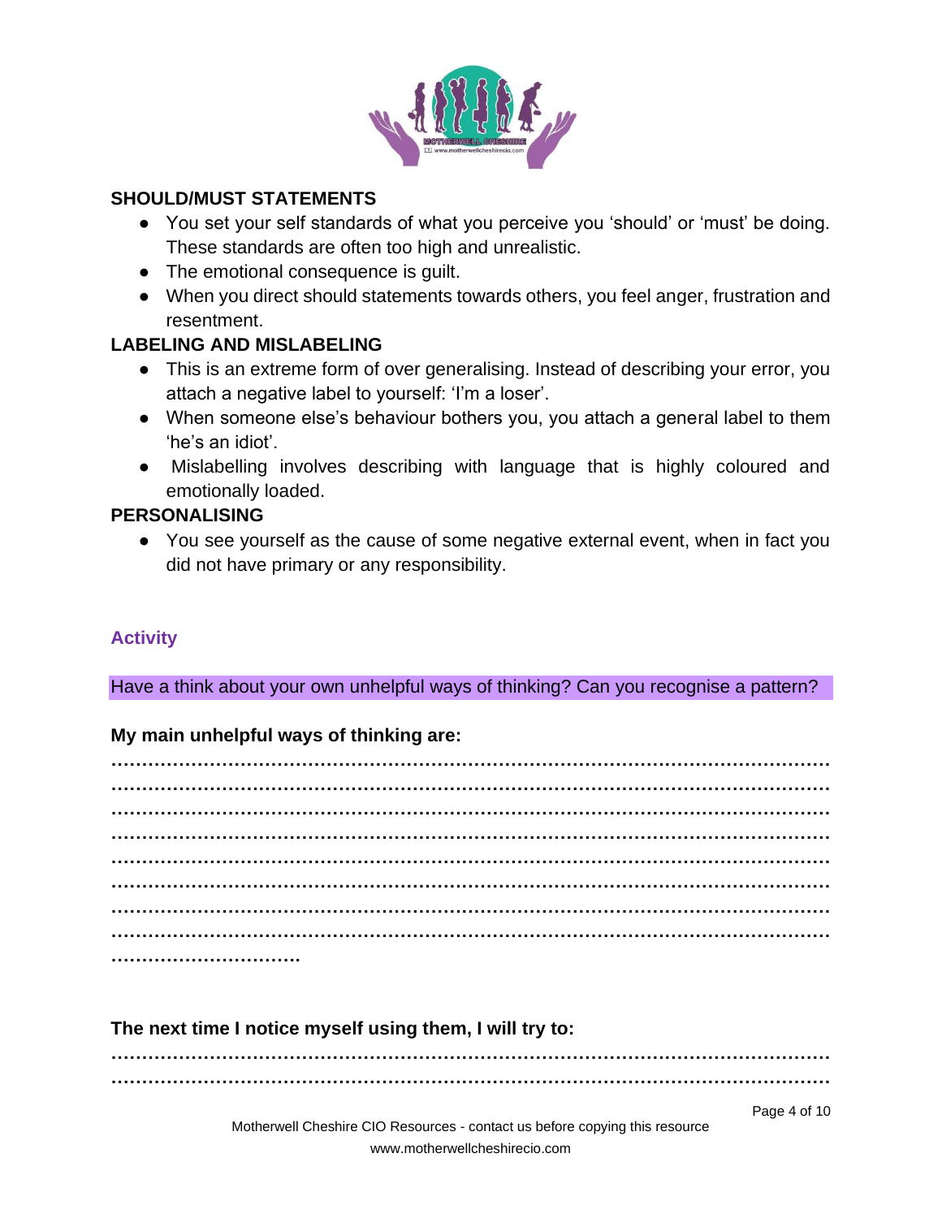**SHOULD/MUST STATEMENTS**

- You set your self standards of what you perceive you 'should' or 'must' be doing. These standards are often too high and unrealistic.
- The emotional consequence is guilt.
- When you direct should statements towards others, you feel anger, frustration and resentment.

**LABELING AND MISLABELING**

- This is an extreme form of over generalising. Instead of describing your error, you attach a negative label to yourself: 'I'm a loser'.
- When someone else's behaviour bothers you, you attach a general label to them 'he's an idiot'.
- Mislabelling involves describing with language that is highly coloured and emotionally loaded.

**PERSONALISING**

- You see yourself as the cause of some negative external event, when in fact you did not have primary or any responsibility.

## Activity

Have a think about your own unhelpful ways of thinking? Can you recognise a pattern?

**My main unhelpful ways of thinking are:**

……………………………………………………………………………………………………
……………………………………………………………………………………………………
……………………………………………………………………………………………………
……………………………………………………………………………………………………
……………………………………………………………………………………………………
……………………………………………………………………………………………………
……………………………………………………………………………………………………
……………………………………………………………………………………………………
…………………………….

**The next time I notice myself using them, I will try to:**

……………………………………………………………………………………………………
……………………………………………………………………………………………………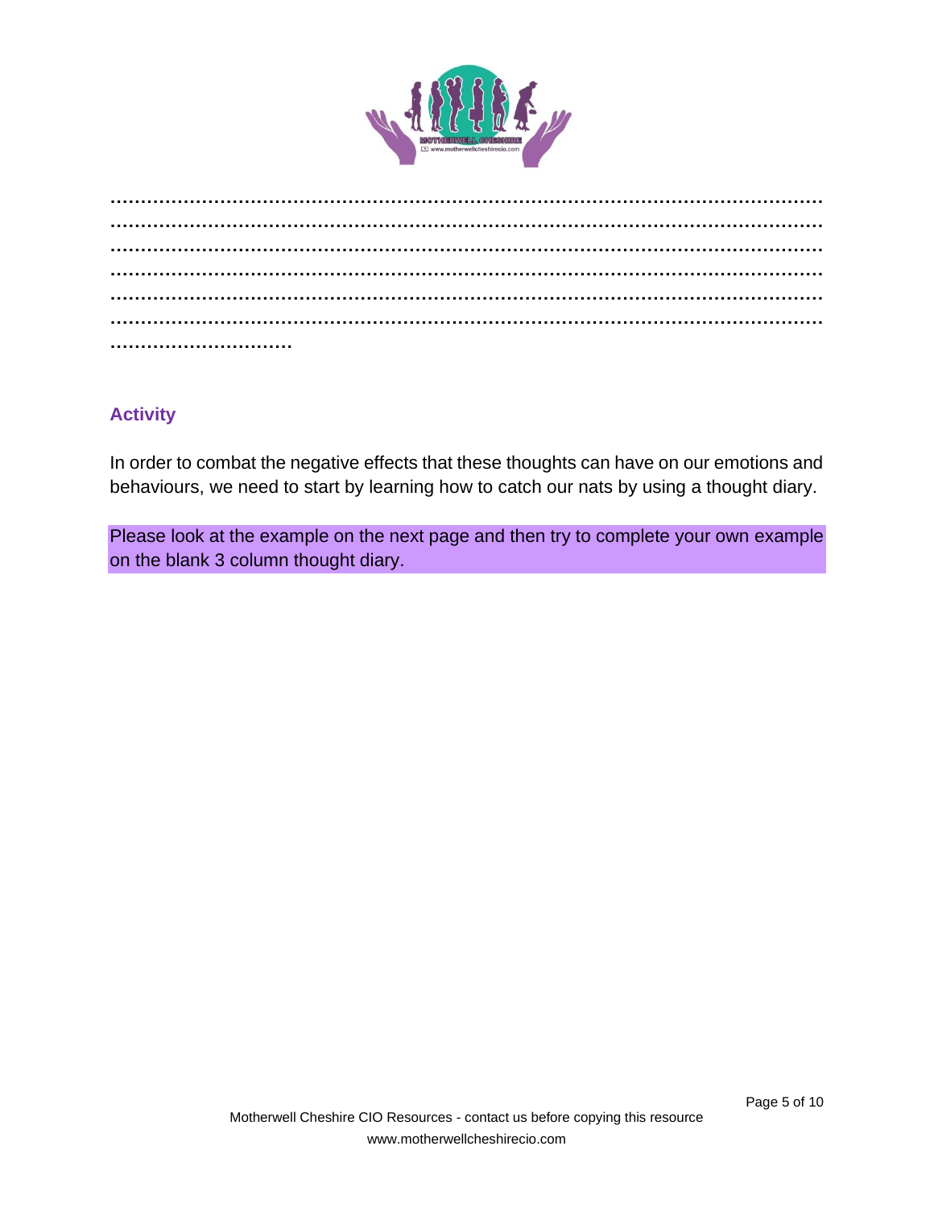…………………………………………………………………………………………………………
…………………………………………………………………………………………………………
…………………………………………………………………………………………………………
…………………………………………………………………………………………………………
…………………………………………………………………………………………………………
…………………………………………………………………………………………………………
…………………………

## Activity

In order to combat the negative effects that these thoughts can have on our emotions and behaviours, we need to start by learning how to catch our nats by using a thought diary.

Please look at the example on the next page and then try to complete your own example on the blank 3 column thought diary.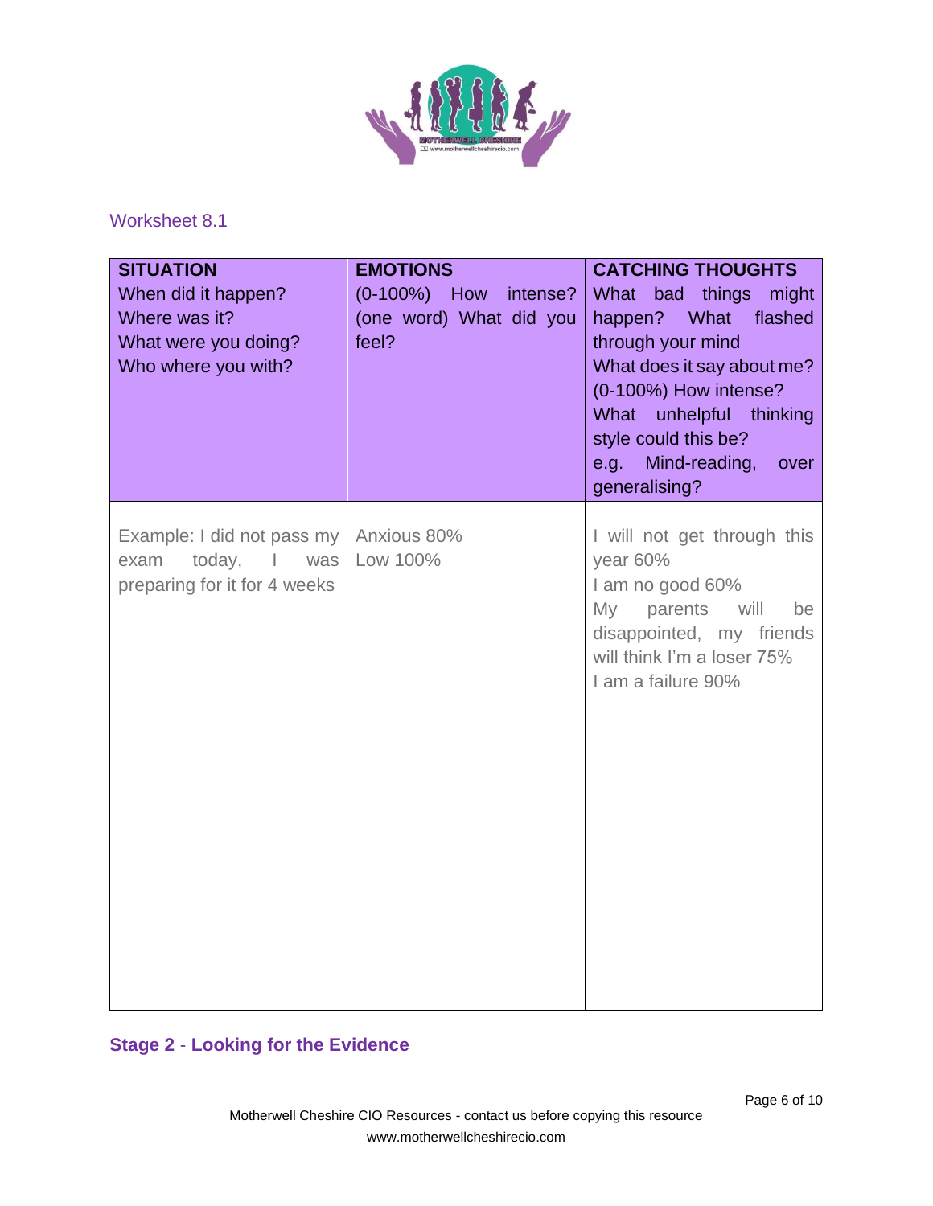Worksheet 8.1

| **SITUATION**<br>When did it happen?<br>Where was it?<br>What were you doing?<br>Who where you with? | **EMOTIONS**<br>(0-100%) How intense? (one word) What did you feel? | **CATCHING THOUGHTS**<br>What bad things might happen? What flashed through your mind<br>What does it say about me?<br>(0-100%) How intense?<br>What unhelpful thinking style could this be?<br>e.g. Mind-reading, over generalising? |
| --- | --- | --- |
| Example: I did not pass my exam today, I was preparing for it for 4 weeks | Anxious 80%<br>Low 100% | I will not get through this year 60%<br>I am no good 60%<br>My parents will be disappointed, my friends will think I'm a loser 75%<br>I am a failure 90% |
| | | |

## Stage 2 - Looking for the Evidence

Motherwell Cheshire CIO Resources - contact us before copying this resource
www.motherwellcheshirecio.com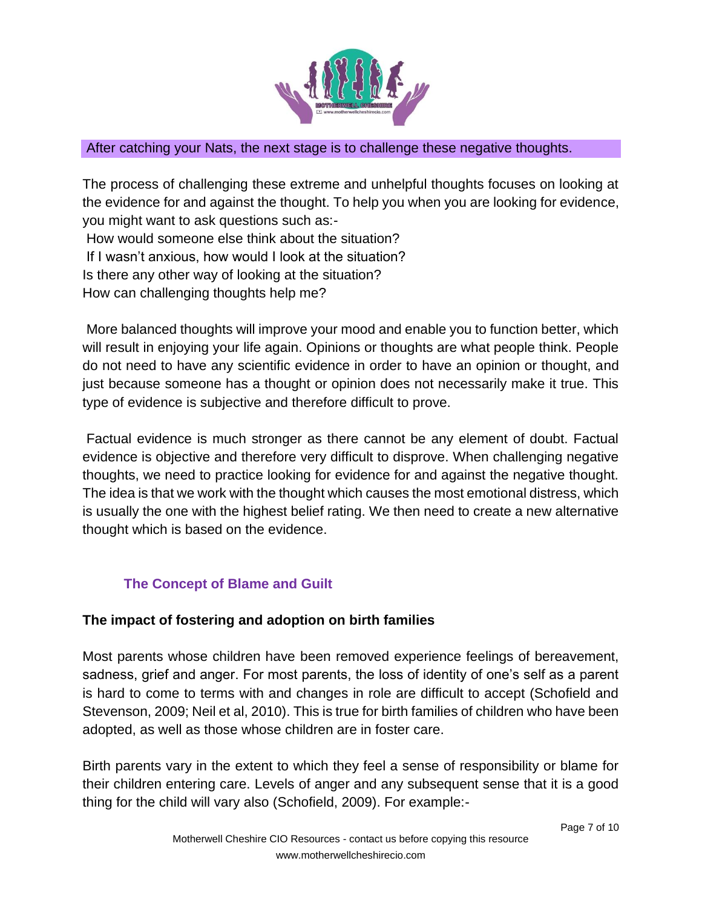After catching your Nats, the next stage is to challenge these negative thoughts.

The process of challenging these extreme and unhelpful thoughts focuses on looking at the evidence for and against the thought. To help you when you are looking for evidence, you might want to ask questions such as:-

How would someone else think about the situation?
If I wasn't anxious, how would I look at the situation?
Is there any other way of looking at the situation?
How can challenging thoughts help me?

More balanced thoughts will improve your mood and enable you to function better, which will result in enjoying your life again. Opinions or thoughts are what people think. People do not need to have any scientific evidence in order to have an opinion or thought, and just because someone has a thought or opinion does not necessarily make it true. This type of evidence is subjective and therefore difficult to prove.

Factual evidence is much stronger as there cannot be any element of doubt. Factual evidence is objective and therefore very difficult to disprove. When challenging negative thoughts, we need to practice looking for evidence for and against the negative thought. The idea is that we work with the thought which causes the most emotional distress, which is usually the one with the highest belief rating. We then need to create a new alternative thought which is based on the evidence.

## The Concept of Blame and Guilt

**The impact of fostering and adoption on birth families**

Most parents whose children have been removed experience feelings of bereavement, sadness, grief and anger. For most parents, the loss of identity of one's self as a parent is hard to come to terms with and changes in role are difficult to accept (Schofield and Stevenson, 2009; Neil et al, 2010). This is true for birth families of children who have been adopted, as well as those whose children are in foster care.

Birth parents vary in the extent to which they feel a sense of responsibility or blame for their children entering care. Levels of anger and any subsequent sense that it is a good thing for the child will vary also (Schofield, 2009). For example:-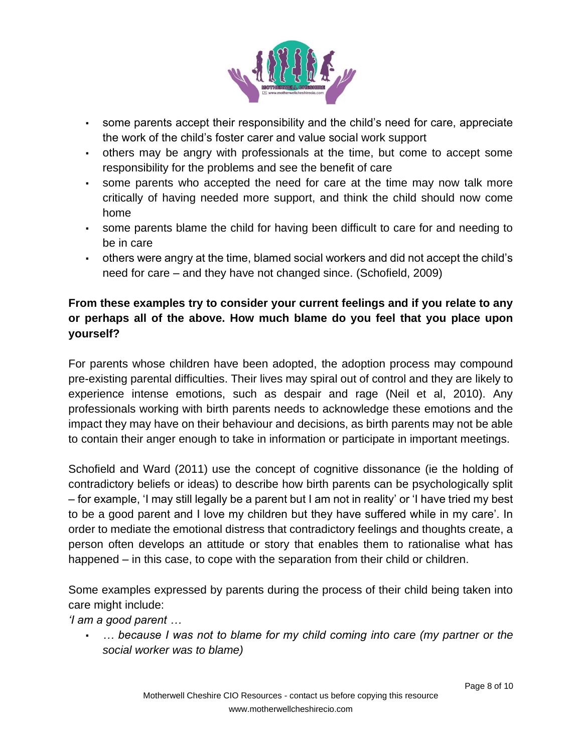- some parents accept their responsibility and the child's need for care, appreciate the work of the child's foster carer and value social work support
- others may be angry with professionals at the time, but come to accept some responsibility for the problems and see the benefit of care
- some parents who accepted the need for care at the time may now talk more critically of having needed more support, and think the child should now come home
- some parents blame the child for having been difficult to care for and needing to be in care
- others were angry at the time, blamed social workers and did not accept the child's need for care – and they have not changed since. (Schofield, 2009)

**From these examples try to consider your current feelings and if you relate to any or perhaps all of the above. How much blame do you feel that you place upon yourself?**

For parents whose children have been adopted, the adoption process may compound pre-existing parental difficulties. Their lives may spiral out of control and they are likely to experience intense emotions, such as despair and rage (Neil et al, 2010). Any professionals working with birth parents needs to acknowledge these emotions and the impact they may have on their behaviour and decisions, as birth parents may not be able to contain their anger enough to take in information or participate in important meetings.

Schofield and Ward (2011) use the concept of cognitive dissonance (ie the holding of contradictory beliefs or ideas) to describe how birth parents can be psychologically split – for example, 'I may still legally be a parent but I am not in reality' or 'I have tried my best to be a good parent and I love my children but they have suffered while in my care'. In order to mediate the emotional distress that contradictory feelings and thoughts create, a person often develops an attitude or story that enables them to rationalise what has happened – in this case, to cope with the separation from their child or children.

Some examples expressed by parents during the process of their child being taken into care might include:

*'I am a good parent …*

- *… because I was not to blame for my child coming into care (my partner or the social worker was to blame)*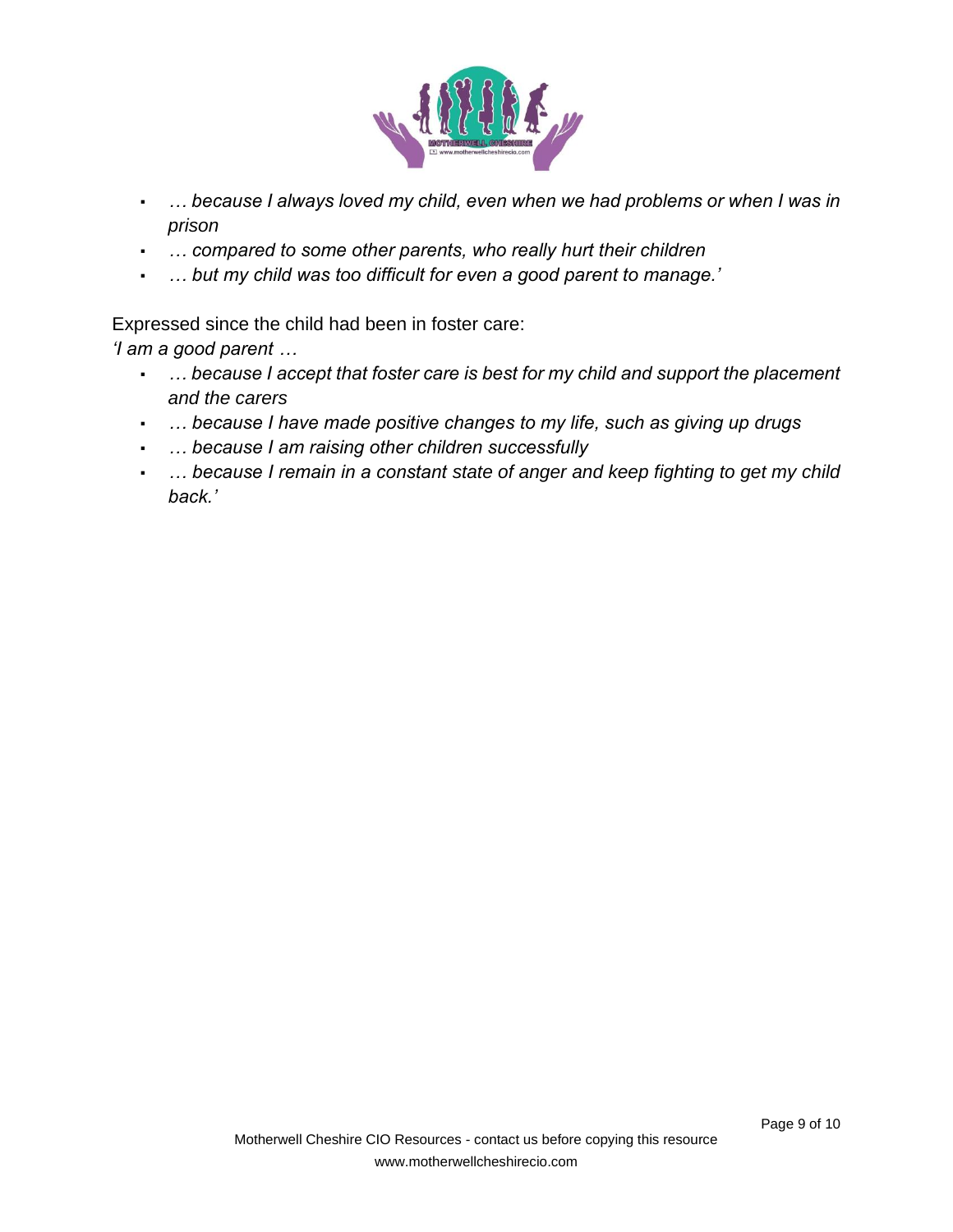- *… because I always loved my child, even when we had problems or when I was in prison*
- *… compared to some other parents, who really hurt their children*
- *… but my child was too difficult for even a good parent to manage.'*

Expressed since the child had been in foster care:

*'I am a good parent …*

- *… because I accept that foster care is best for my child and support the placement and the carers*
- *… because I have made positive changes to my life, such as giving up drugs*
- *… because I am raising other children successfully*
- *… because I remain in a constant state of anger and keep fighting to get my child back.'*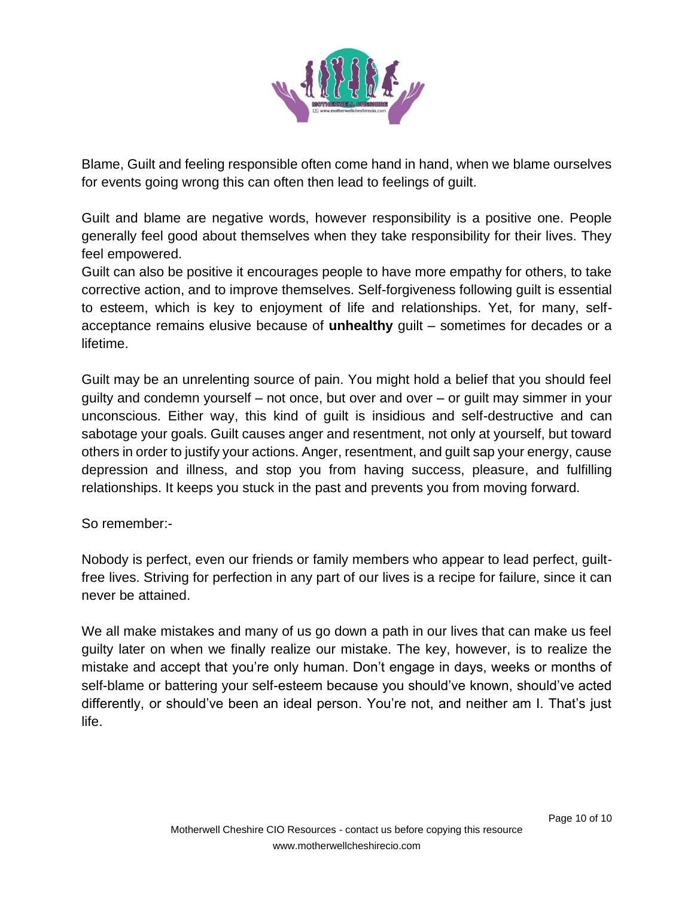Blame, Guilt and feeling responsible often come hand in hand, when we blame ourselves for events going wrong this can often then lead to feelings of guilt.

Guilt and blame are negative words, however responsibility is a positive one. People generally feel good about themselves when they take responsibility for their lives. They feel empowered.
Guilt can also be positive it encourages people to have more empathy for others, to take corrective action, and to improve themselves. Self-forgiveness following guilt is essential to esteem, which is key to enjoyment of life and relationships. Yet, for many, self-acceptance remains elusive because of **unhealthy** guilt – sometimes for decades or a lifetime.

Guilt may be an unrelenting source of pain. You might hold a belief that you should feel guilty and condemn yourself – not once, but over and over – or guilt may simmer in your unconscious. Either way, this kind of guilt is insidious and self-destructive and can sabotage your goals. Guilt causes anger and resentment, not only at yourself, but toward others in order to justify your actions. Anger, resentment, and guilt sap your energy, cause depression and illness, and stop you from having success, pleasure, and fulfilling relationships. It keeps you stuck in the past and prevents you from moving forward.

So remember:-

Nobody is perfect, even our friends or family members who appear to lead perfect, guilt-free lives. Striving for perfection in any part of our lives is a recipe for failure, since it can never be attained.

We all make mistakes and many of us go down a path in our lives that can make us feel guilty later on when we finally realize our mistake. The key, however, is to realize the mistake and accept that you're only human. Don't engage in days, weeks or months of self-blame or battering your self-esteem because you should've known, should've acted differently, or should've been an ideal person. You're not, and neither am I. That's just life.